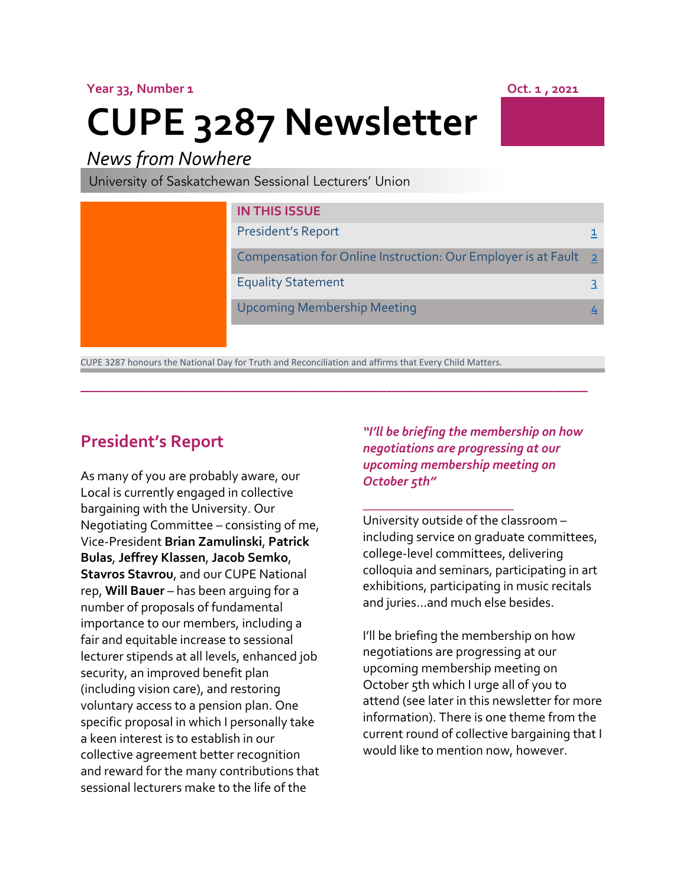Year 33, Number 1

Oct. 1 , 2021

# CUPE 3287 Newsletter

*News from Nowhere*

University of Saskatchewan Sessional Lecturers' Union

| IN THIS ISSUE | |
|---|---|
| President's Report | 1 |
| Compensation for Online Instruction: Our Employer is at Fault | 2 |
| Equality Statement | 3 |
| Upcoming Membership Meeting | 4 |

CUPE 3287 honours the National Day for Truth and Reconciliation and affirms that Every Child Matters.

---

## President's Report

As many of you are probably aware, our Local is currently engaged in collective bargaining with the University. Our Negotiating Committee – consisting of me, Vice-President **Brian Zamulinski**, **Patrick Bulas**, **Jeffrey Klassen**, **Jacob Semko**, **Stavros Stavrou**, and our CUPE National rep, **Will Bauer** – has been arguing for a number of proposals of fundamental importance to our members, including a fair and equitable increase to sessional lecturer stipends at all levels, enhanced job security, an improved benefit plan (including vision care), and restoring voluntary access to a pension plan. One specific proposal in which I personally take a keen interest is to establish in our collective agreement better recognition and reward for the many contributions that sessional lecturers make to the life of the University outside of the classroom – including service on graduate committees, college-level committees, delivering colloquia and seminars, participating in art exhibitions, participating in music recitals and juries…and much else besides.

***"I'll be briefing the membership on how negotiations are progressing at our upcoming membership meeting on October 5th"***

I'll be briefing the membership on how negotiations are progressing at our upcoming membership meeting on October 5th which I urge all of you to attend (see later in this newsletter for more information). There is one theme from the current round of collective bargaining that I would like to mention now, however.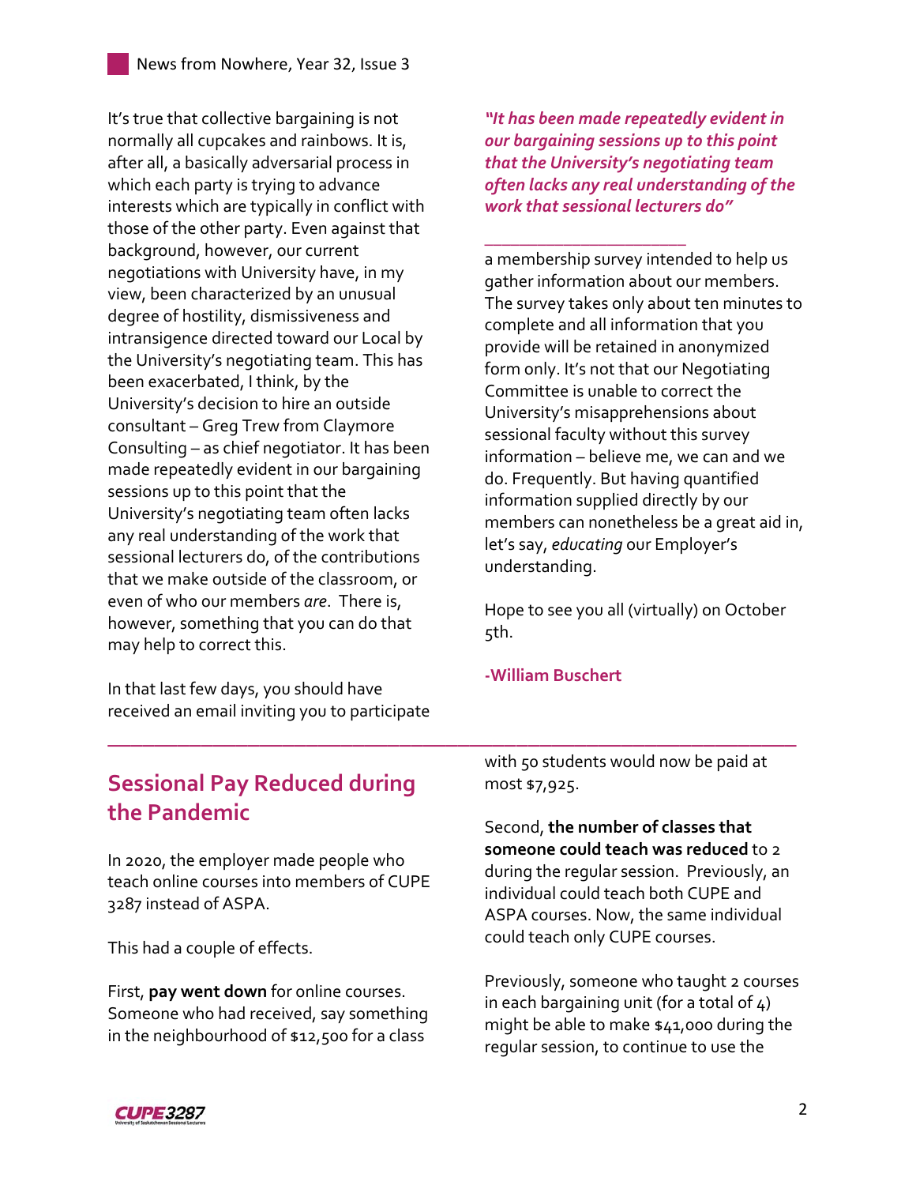It's true that collective bargaining is not normally all cupcakes and rainbows. It is, after all, a basically adversarial process in which each party is trying to advance interests which are typically in conflict with those of the other party. Even against that background, however, our current negotiations with University have, in my view, been characterized by an unusual degree of hostility, dismissiveness and intransigence directed toward our Local by the University's negotiating team. This has been exacerbated, I think, by the University's decision to hire an outside consultant – Greg Trew from Claymore Consulting – as chief negotiator. It has been made repeatedly evident in our bargaining sessions up to this point that the University's negotiating team often lacks any real understanding of the work that sessional lecturers do, of the contributions that we make outside of the classroom, or even of who our members *are*. There is, however, something that you can do that may help to correct this.

*"It has been made repeatedly evident in our bargaining sessions up to this point that the University's negotiating team often lacks any real understanding of the work that sessional lecturers do"*

In that last few days, you should have received an email inviting you to participate a membership survey intended to help us gather information about our members. The survey takes only about ten minutes to complete and all information that you provide will be retained in anonymized form only. It's not that our Negotiating Committee is unable to correct the University's misapprehensions about sessional faculty without this survey information – believe me, we can and we do. Frequently. But having quantified information supplied directly by our members can nonetheless be a great aid in, let's say, *educating* our Employer's understanding.

Hope to see you all (virtually) on October 5th.

**-William Buschert**

---

## Sessional Pay Reduced during the Pandemic

In 2020, the employer made people who teach online courses into members of CUPE 3287 instead of ASPA.

This had a couple of effects.

First, **pay went down** for online courses. Someone who had received, say something in the neighbourhood of $12,500 for a class with 50 students would now be paid at most $7,925.

Second, **the number of classes that someone could teach was reduced** to 2 during the regular session. Previously, an individual could teach both CUPE and ASPA courses. Now, the same individual could teach only CUPE courses.

Previously, someone who taught 2 courses in each bargaining unit (for a total of 4) might be able to make $41,000 during the regular session, to continue to use the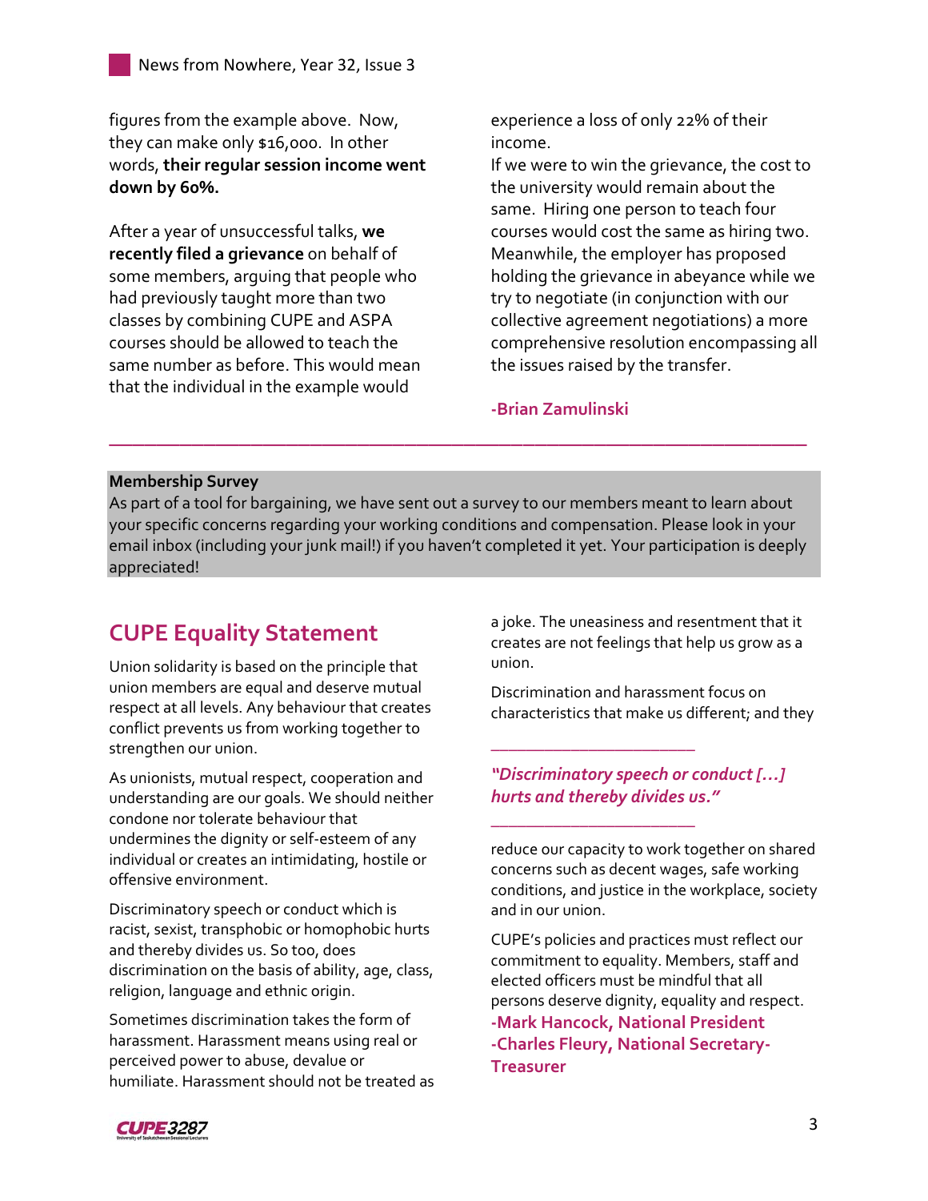figures from the example above. Now, they can make only $16,000. In other words, **their regular session income went down by 60%.**

After a year of unsuccessful talks, **we recently filed a grievance** on behalf of some members, arguing that people who had previously taught more than two classes by combining CUPE and ASPA courses should be allowed to teach the same number as before. This would mean that the individual in the example would experience a loss of only 22% of their income.

If we were to win the grievance, the cost to the university would remain about the same. Hiring one person to teach four courses would cost the same as hiring two. Meanwhile, the employer has proposed holding the grievance in abeyance while we try to negotiate (in conjunction with our collective agreement negotiations) a more comprehensive resolution encompassing all the issues raised by the transfer.

**-Brian Zamulinski**

---

**Membership Survey**

As part of a tool for bargaining, we have sent out a survey to our members meant to learn about your specific concerns regarding your working conditions and compensation. Please look in your email inbox (including your junk mail!) if you haven't completed it yet. Your participation is deeply appreciated!

## CUPE Equality Statement

Union solidarity is based on the principle that union members are equal and deserve mutual respect at all levels. Any behaviour that creates conflict prevents us from working together to strengthen our union.

As unionists, mutual respect, cooperation and understanding are our goals. We should neither condone nor tolerate behaviour that undermines the dignity or self-esteem of any individual or creates an intimidating, hostile or offensive environment.

Discriminatory speech or conduct which is racist, sexist, transphobic or homophobic hurts and thereby divides us. So too, does discrimination on the basis of ability, age, class, religion, language and ethnic origin.

Sometimes discrimination takes the form of harassment. Harassment means using real or perceived power to abuse, devalue or humiliate. Harassment should not be treated as a joke. The uneasiness and resentment that it creates are not feelings that help us grow as a union.

Discrimination and harassment focus on characteristics that make us different; and they reduce our capacity to work together on shared concerns such as decent wages, safe working conditions, and justice in the workplace, society and in our union.

***"Discriminatory speech or conduct […] hurts and thereby divides us."***

CUPE's policies and practices must reflect our commitment to equality. Members, staff and elected officers must be mindful that all persons deserve dignity, equality and respect.

**-Mark Hancock, National President**
**-Charles Fleury, National Secretary-Treasurer**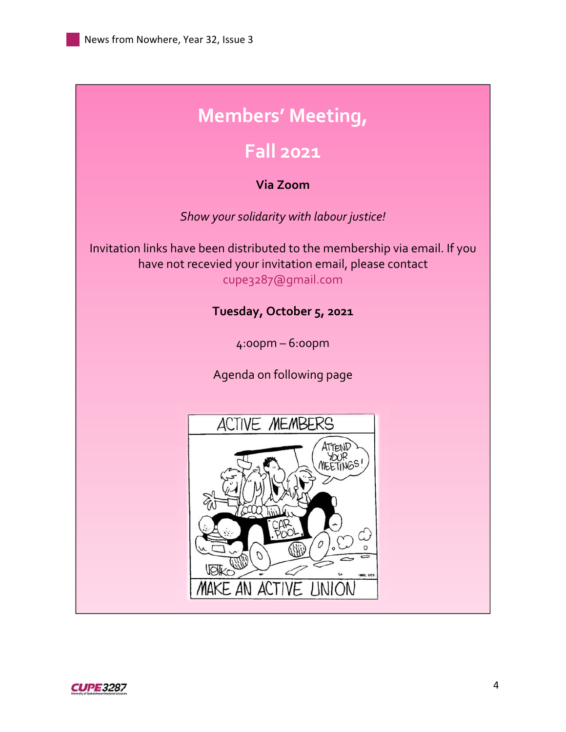# Members' Meeting,

# Fall 2021

**Via Zoom**

*Show your solidarity with labour justice!*

Invitation links have been distributed to the membership via email. If you have not recevied your invitation email, please contact cupe3287@gmail.com

**Tuesday, October 5, 2021**

4:00pm – 6:00pm

Agenda on following page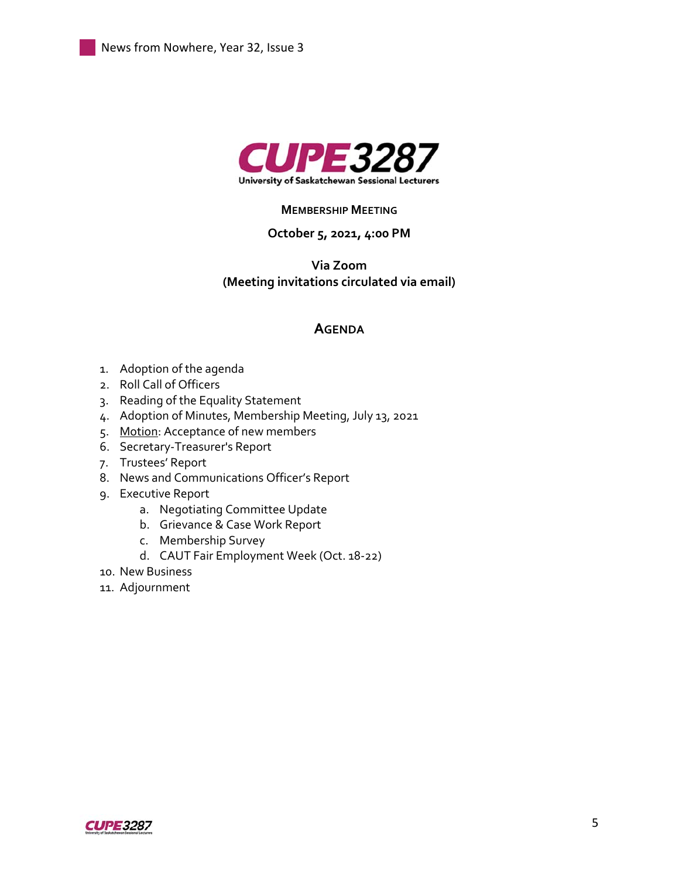# CUPE 3287

University of Saskatchewan Sessional Lecturers

**MEMBERSHIP MEETING**

**October 5, 2021, 4:00 PM**

**Via Zoom**
**(Meeting invitations circulated via email)**

## AGENDA

1. Adoption of the agenda
2. Roll Call of Officers
3. Reading of the Equality Statement
4. Adoption of Minutes, Membership Meeting, July 13, 2021
5. Motion: Acceptance of new members
6. Secretary-Treasurer's Report
7. Trustees' Report
8. News and Communications Officer's Report
9. Executive Report
    a. Negotiating Committee Update
    b. Grievance & Case Work Report
    c. Membership Survey
    d. CAUT Fair Employment Week (Oct. 18-22)
10. New Business
11. Adjournment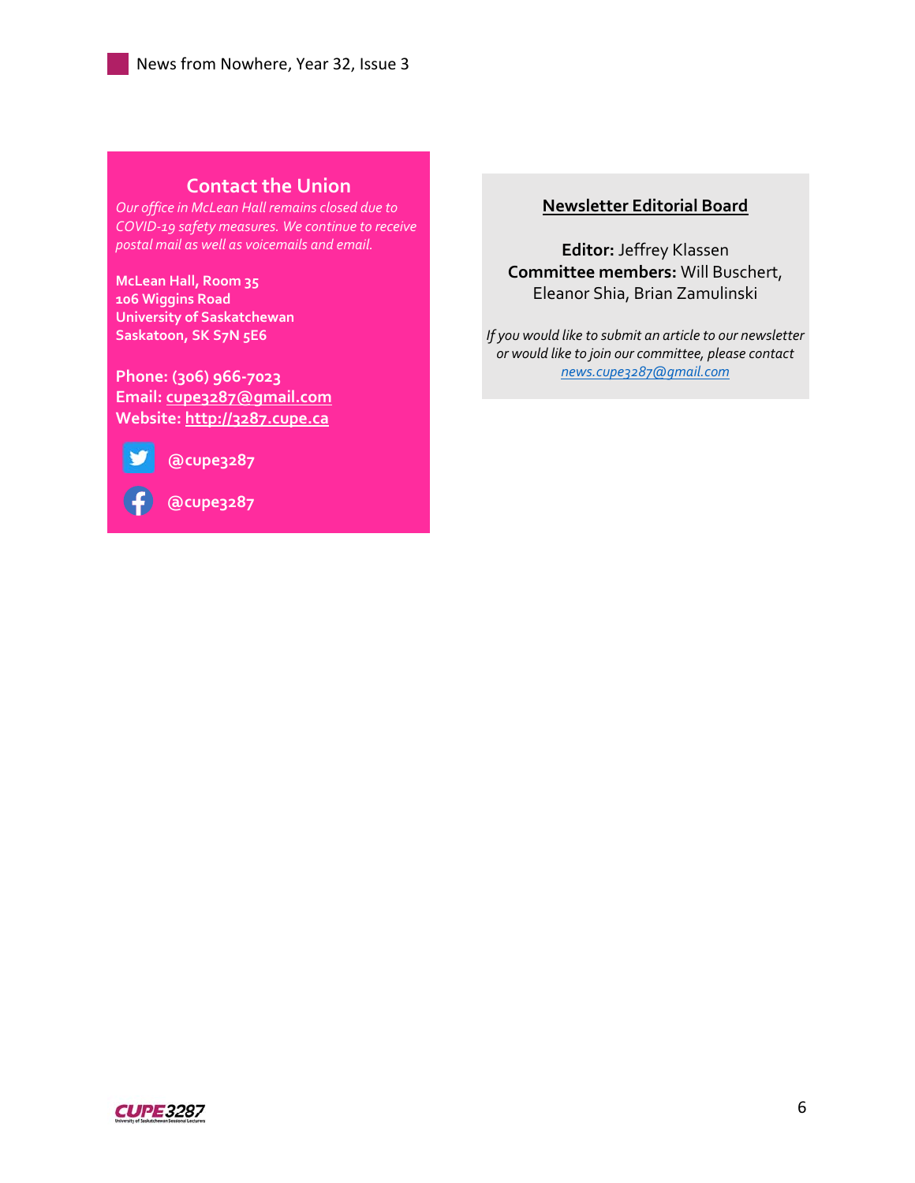## Contact the Union

*Our office in McLean Hall remains closed due to COVID-19 safety measures. We continue to receive postal mail as well as voicemails and email.*

**McLean Hall, Room 35**
**106 Wiggins Road**
**University of Saskatchewan**
**Saskatoon, SK S7N 5E6**

**Phone: (306) 966-7023**
**Email: cupe3287@gmail.com**
**Website: http://3287.cupe.ca**

**@cupe3287**

**@cupe3287**

## Newsletter Editorial Board

**Editor:** Jeffrey Klassen
**Committee members:** Will Buschert, Eleanor Shia, Brian Zamulinski

*If you would like to submit an article to our newsletter or would like to join our committee, please contact news.cupe3287@gmail.com*